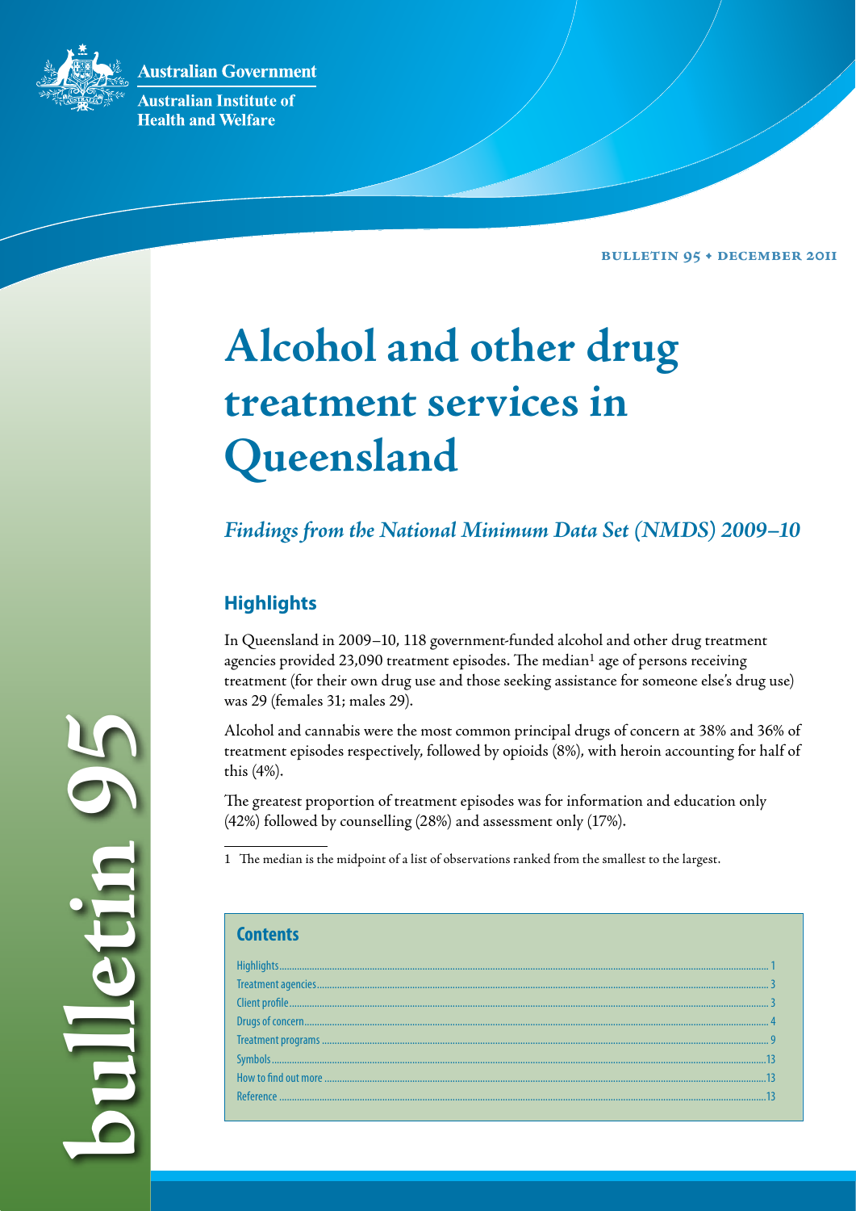Australian Government

Australian Institute of Health and Welfare

BULLETIN 95 • DECEMBER 2011

# Alcohol and other drug treatment services in Queensland

## *Findings from the National Minimum Data Set (NMDS) 2009–10*

### Highlights

In Queensland in 2009–10, 118 government-funded alcohol and other drug treatment agencies provided 23,090 treatment episodes. The median[1] age of persons receiving treatment (for their own drug use and those seeking assistance for someone else's drug use) was 29 (females 31; males 29).

Alcohol and cannabis were the most common principal drugs of concern at 38% and 36% of treatment episodes respectively, followed by opioids (8%), with heroin accounting for half of this (4%).

The greatest proportion of treatment episodes was for information and education only (42%) followed by counselling (28%) and assessment only (17%).

1 The median is the midpoint of a list of observations ranked from the smallest to the largest.

### Contents

| | |
|---|---|
| Highlights | 1 |
| Treatment agencies | 3 |
| Client profile | 3 |
| Drugs of concern | 4 |
| Treatment programs | 9 |
| Symbols | 13 |
| How to find out more | 13 |
| Reference | 13 |

bulletin 95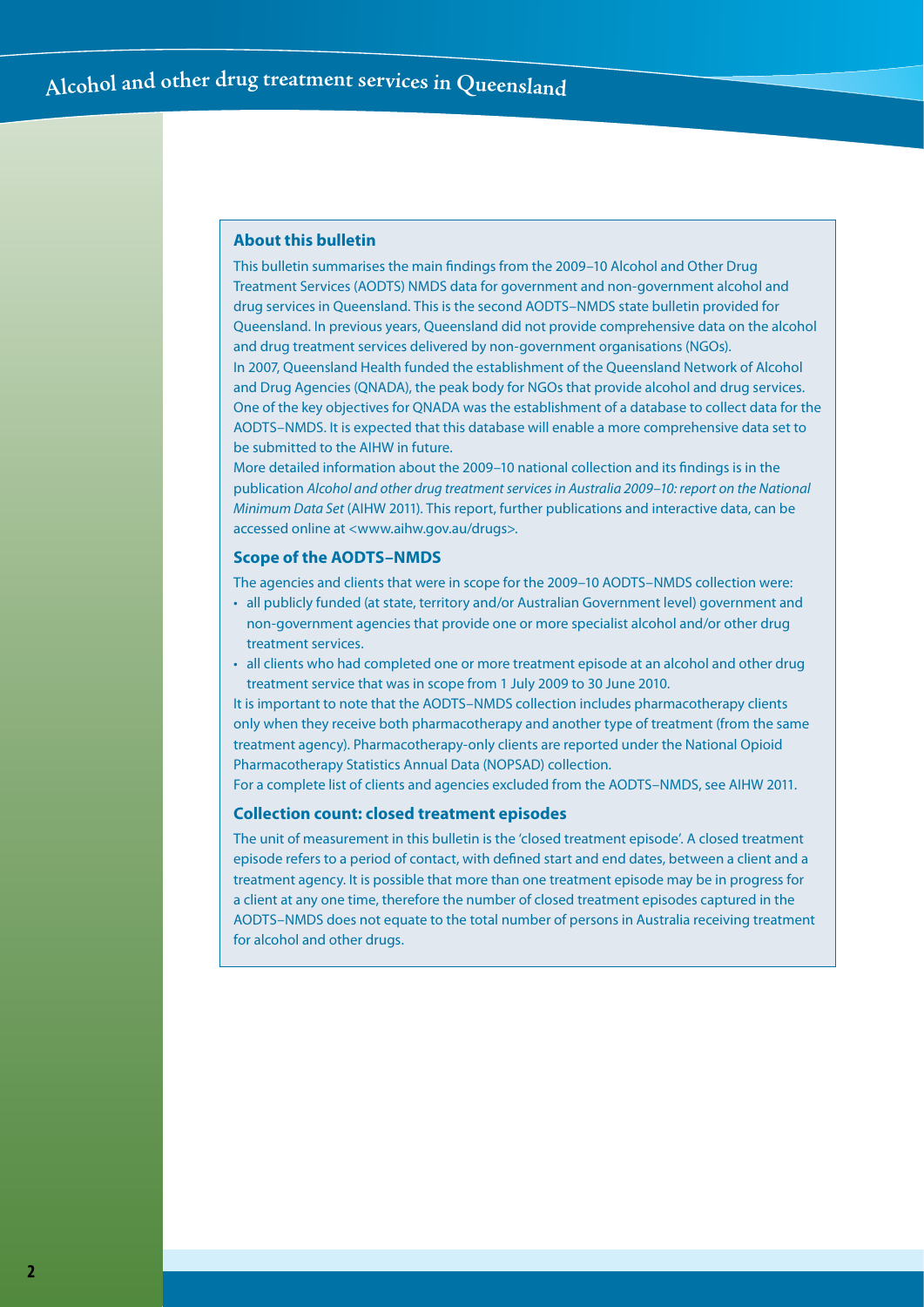## About this bulletin

This bulletin summarises the main findings from the 2009–10 Alcohol and Other Drug Treatment Services (AODTS) NMDS data for government and non-government alcohol and drug services in Queensland. This is the second AODTS–NMDS state bulletin provided for Queensland. In previous years, Queensland did not provide comprehensive data on the alcohol and drug treatment services delivered by non-government organisations (NGOs).

In 2007, Queensland Health funded the establishment of the Queensland Network of Alcohol and Drug Agencies (QNADA), the peak body for NGOs that provide alcohol and drug services. One of the key objectives for QNADA was the establishment of a database to collect data for the AODTS–NMDS. It is expected that this database will enable a more comprehensive data set to be submitted to the AIHW in future.

More detailed information about the 2009–10 national collection and its findings is in the publication *Alcohol and other drug treatment services in Australia 2009–10: report on the National Minimum Data Set* (AIHW 2011). This report, further publications and interactive data, can be accessed online at <www.aihw.gov.au/drugs>.

## Scope of the AODTS–NMDS

The agencies and clients that were in scope for the 2009–10 AODTS–NMDS collection were:

- all publicly funded (at state, territory and/or Australian Government level) government and non-government agencies that provide one or more specialist alcohol and/or other drug treatment services.
- all clients who had completed one or more treatment episode at an alcohol and other drug treatment service that was in scope from 1 July 2009 to 30 June 2010.

It is important to note that the AODTS–NMDS collection includes pharmacotherapy clients only when they receive both pharmacotherapy and another type of treatment (from the same treatment agency). Pharmacotherapy-only clients are reported under the National Opioid Pharmacotherapy Statistics Annual Data (NOPSAD) collection.

For a complete list of clients and agencies excluded from the AODTS–NMDS, see AIHW 2011.

## Collection count: closed treatment episodes

The unit of measurement in this bulletin is the 'closed treatment episode'. A closed treatment episode refers to a period of contact, with defined start and end dates, between a client and a treatment agency. It is possible that more than one treatment episode may be in progress for a client at any one time, therefore the number of closed treatment episodes captured in the AODTS–NMDS does not equate to the total number of persons in Australia receiving treatment for alcohol and other drugs.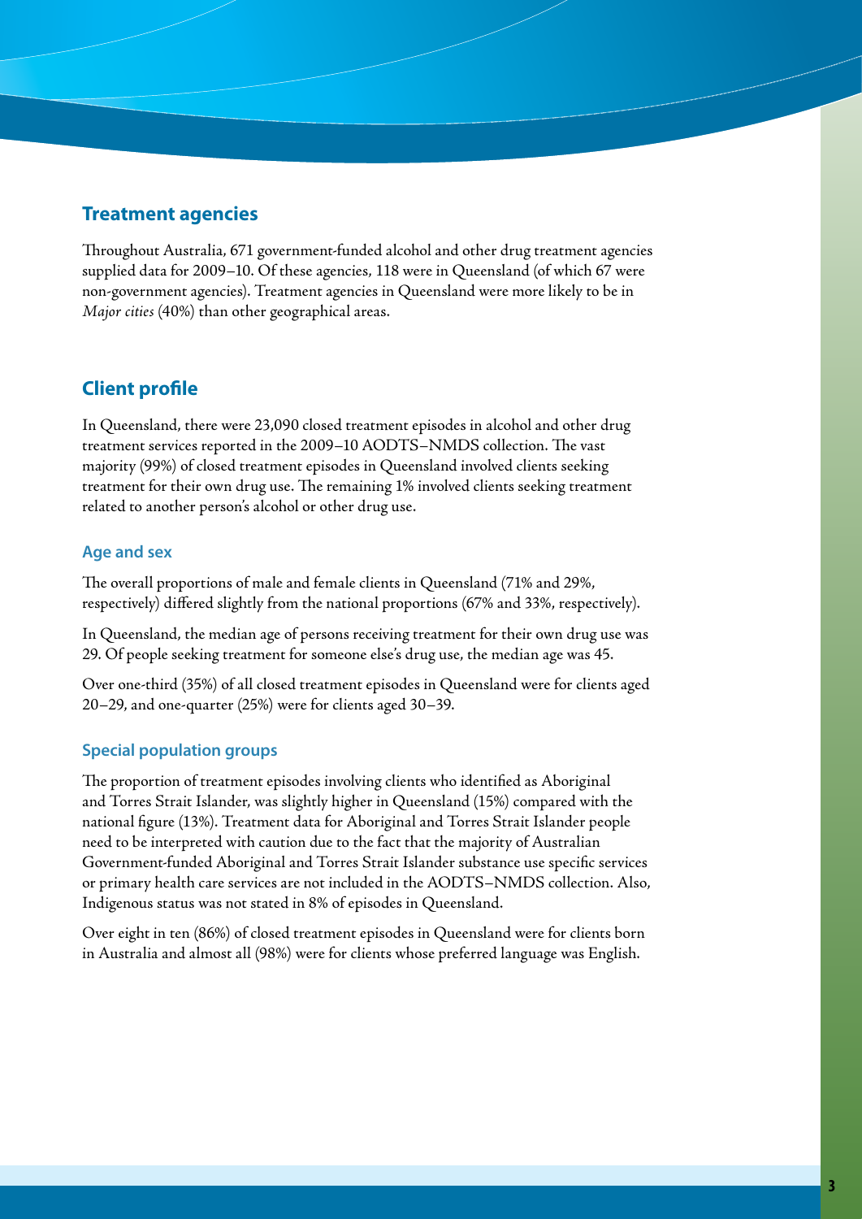## Treatment agencies

Throughout Australia, 671 government-funded alcohol and other drug treatment agencies supplied data for 2009–10. Of these agencies, 118 were in Queensland (of which 67 were non-government agencies). Treatment agencies in Queensland were more likely to be in *Major cities* (40%) than other geographical areas.

## Client profile

In Queensland, there were 23,090 closed treatment episodes in alcohol and other drug treatment services reported in the 2009–10 AODTS–NMDS collection. The vast majority (99%) of closed treatment episodes in Queensland involved clients seeking treatment for their own drug use. The remaining 1% involved clients seeking treatment related to another person's alcohol or other drug use.

### Age and sex

The overall proportions of male and female clients in Queensland (71% and 29%, respectively) differed slightly from the national proportions (67% and 33%, respectively).

In Queensland, the median age of persons receiving treatment for their own drug use was 29. Of people seeking treatment for someone else's drug use, the median age was 45.

Over one-third (35%) of all closed treatment episodes in Queensland were for clients aged 20–29, and one-quarter (25%) were for clients aged 30–39.

### Special population groups

The proportion of treatment episodes involving clients who identified as Aboriginal and Torres Strait Islander, was slightly higher in Queensland (15%) compared with the national figure (13%). Treatment data for Aboriginal and Torres Strait Islander people need to be interpreted with caution due to the fact that the majority of Australian Government-funded Aboriginal and Torres Strait Islander substance use specific services or primary health care services are not included in the AODTS–NMDS collection. Also, Indigenous status was not stated in 8% of episodes in Queensland.

Over eight in ten (86%) of closed treatment episodes in Queensland were for clients born in Australia and almost all (98%) were for clients whose preferred language was English.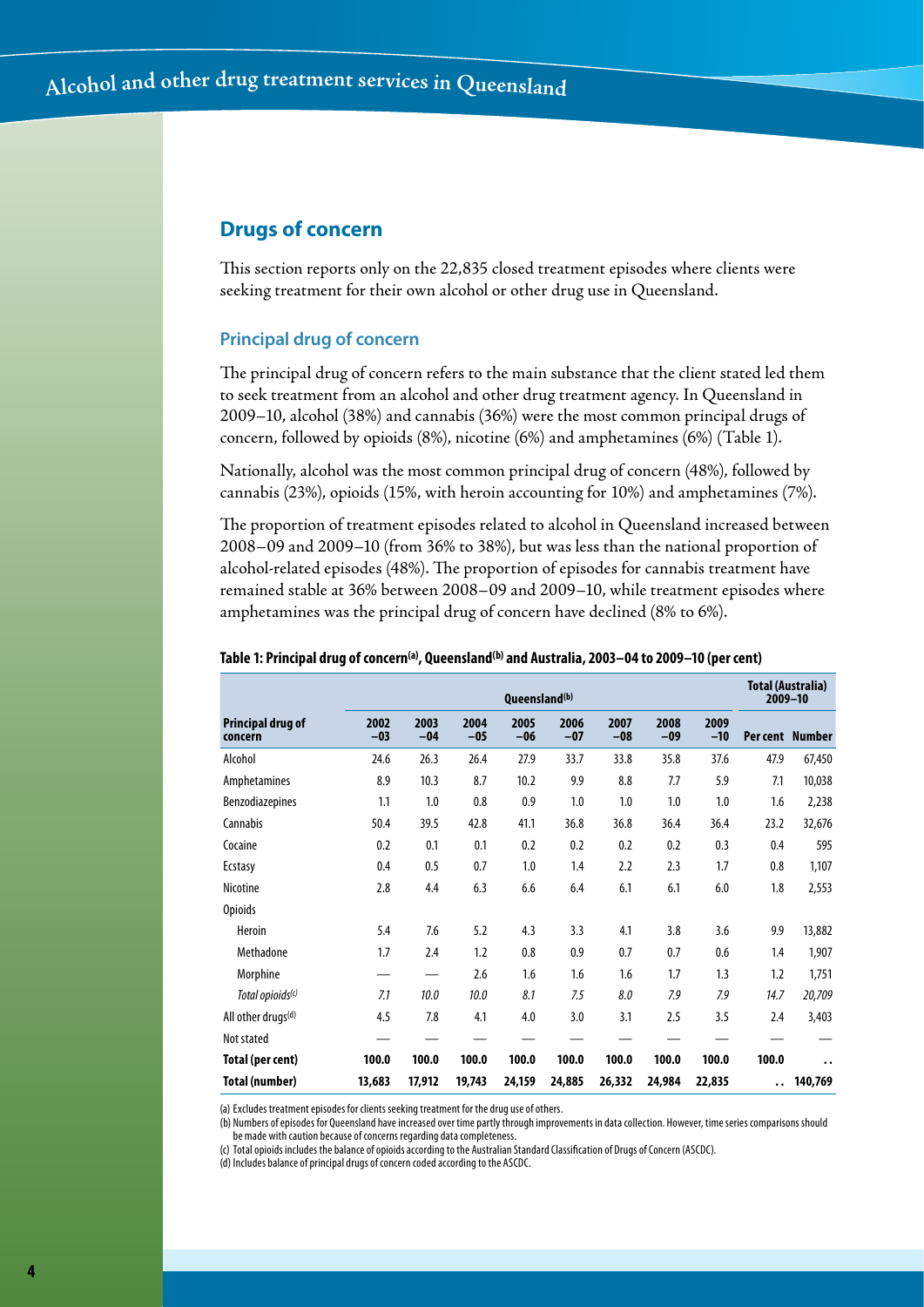## Drugs of concern

This section reports only on the 22,835 closed treatment episodes where clients were seeking treatment for their own alcohol or other drug use in Queensland.

### Principal drug of concern

The principal drug of concern refers to the main substance that the client stated led them to seek treatment from an alcohol and other drug treatment agency. In Queensland in 2009–10, alcohol (38%) and cannabis (36%) were the most common principal drugs of concern, followed by opioids (8%), nicotine (6%) and amphetamines (6%) (Table 1).

Nationally, alcohol was the most common principal drug of concern (48%), followed by cannabis (23%), opioids (15%, with heroin accounting for 10%) and amphetamines (7%).

The proportion of treatment episodes related to alcohol in Queensland increased between 2008–09 and 2009–10 (from 36% to 38%), but was less than the national proportion of alcohol-related episodes (48%). The proportion of episodes for cannabis treatment have remained stable at 36% between 2008–09 and 2009–10, while treatment episodes where amphetamines was the principal drug of concern have declined (8% to 6%).

**Table 1: Principal drug of concern[(a)], Queensland[(b)] and Australia, 2003–04 to 2009–10 (per cent)**

| | Queensland[(b)] | | | | | | | | Total (Australia) 2009–10 | |
|---|---|---|---|---|---|---|---|---|---|---|
| **Principal drug of concern** | **2002–03** | **2003–04** | **2004–05** | **2005–06** | **2006–07** | **2007–08** | **2008–09** | **2009–10** | **Per cent** | **Number** |
| Alcohol | 24.6 | 26.3 | 26.4 | 27.9 | 33.7 | 33.8 | 35.8 | 37.6 | 47.9 | 67,450 |
| Amphetamines | 8.9 | 10.3 | 8.7 | 10.2 | 9.9 | 8.8 | 7.7 | 5.9 | 7.1 | 10,038 |
| Benzodiazepines | 1.1 | 1.0 | 0.8 | 0.9 | 1.0 | 1.0 | 1.0 | 1.0 | 1.6 | 2,238 |
| Cannabis | 50.4 | 39.5 | 42.8 | 41.1 | 36.8 | 36.8 | 36.4 | 36.4 | 23.2 | 32,676 |
| Cocaine | 0.2 | 0.1 | 0.1 | 0.2 | 0.2 | 0.2 | 0.2 | 0.3 | 0.4 | 595 |
| Ecstasy | 0.4 | 0.5 | 0.7 | 1.0 | 1.4 | 2.2 | 2.3 | 1.7 | 0.8 | 1,107 |
| Nicotine | 2.8 | 4.4 | 6.3 | 6.6 | 6.4 | 6.1 | 6.1 | 6.0 | 1.8 | 2,553 |
| Opioids | | | | | | | | | | |
| Heroin | 5.4 | 7.6 | 5.2 | 4.3 | 3.3 | 4.1 | 3.8 | 3.6 | 9.9 | 13,882 |
| Methadone | 1.7 | 2.4 | 1.2 | 0.8 | 0.9 | 0.7 | 0.7 | 0.6 | 1.4 | 1,907 |
| Morphine | — | — | 2.6 | 1.6 | 1.6 | 1.6 | 1.7 | 1.3 | 1.2 | 1,751 |
| *Total opioids[(c)]* | *7.1* | *10.0* | *10.0* | *8.1* | *7.5* | *8.0* | *7.9* | *7.9* | *14.7* | *20,709* |
| All other drugs[(d)] | 4.5 | 7.8 | 4.1 | 4.0 | 3.0 | 3.1 | 2.5 | 3.5 | 2.4 | 3,403 |
| Not stated | — | — | — | — | — | — | — | — | — | — |
| **Total (per cent)** | **100.0** | **100.0** | **100.0** | **100.0** | **100.0** | **100.0** | **100.0** | **100.0** | **100.0** | . . |
| **Total (number)** | **13,683** | **17,912** | **19,743** | **24,159** | **24,885** | **26,332** | **24,984** | **22,835** | . . | **140,769** |

(a) Excludes treatment episodes for clients seeking treatment for the drug use of others.

(b) Numbers of episodes for Queensland have increased over time partly through improvements in data collection. However, time series comparisons should be made with caution because of concerns regarding data completeness.

(c) Total opioids includes the balance of opioids according to the Australian Standard Classification of Drugs of Concern (ASCDC).

(d) Includes balance of principal drugs of concern coded according to the ASCDC.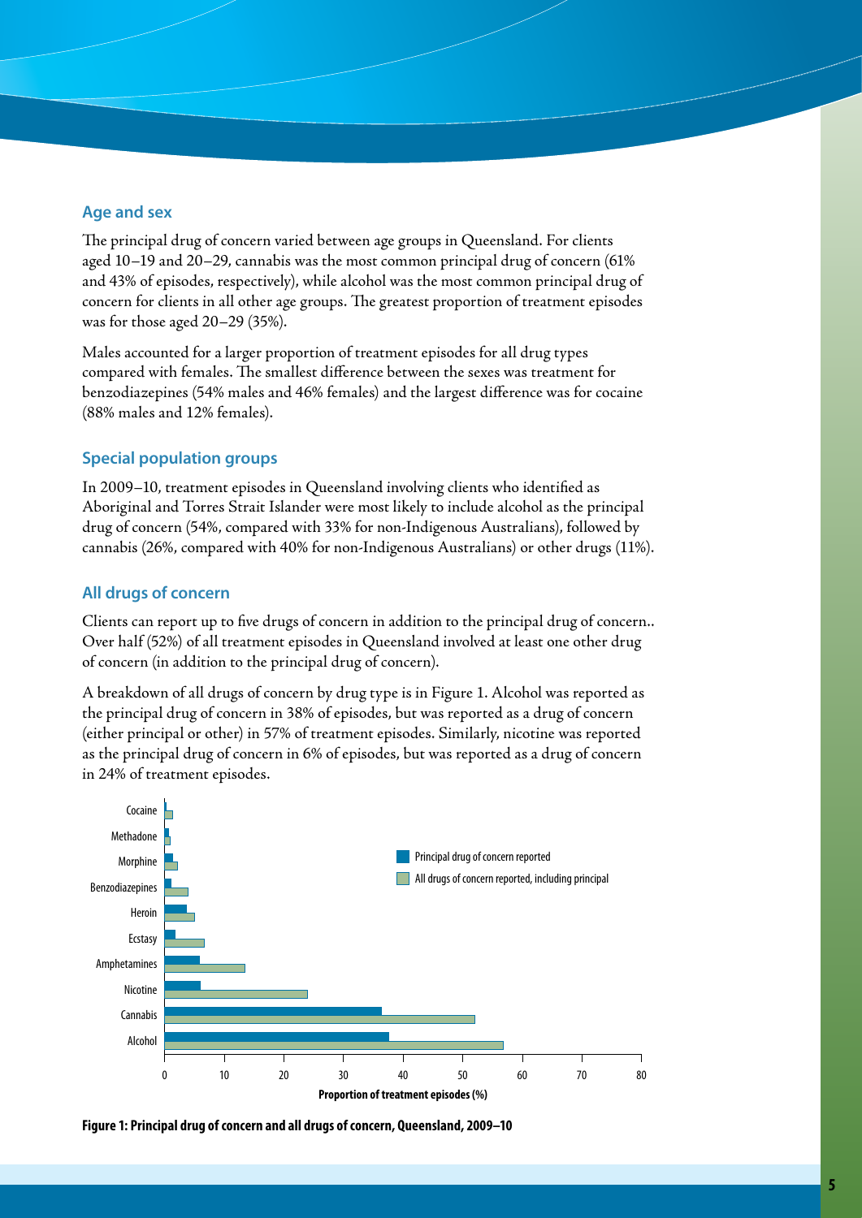### Age and sex

The principal drug of concern varied between age groups in Queensland. For clients aged 10–19 and 20–29, cannabis was the most common principal drug of concern (61% and 43% of episodes, respectively), while alcohol was the most common principal drug of concern for clients in all other age groups. The greatest proportion of treatment episodes was for those aged 20–29 (35%).

Males accounted for a larger proportion of treatment episodes for all drug types compared with females. The smallest difference between the sexes was treatment for benzodiazepines (54% males and 46% females) and the largest difference was for cocaine (88% males and 12% females).

### Special population groups

In 2009–10, treatment episodes in Queensland involving clients who identified as Aboriginal and Torres Strait Islander were most likely to include alcohol as the principal drug of concern (54%, compared with 33% for non-Indigenous Australians), followed by cannabis (26%, compared with 40% for non-Indigenous Australians) or other drugs (11%).

### All drugs of concern

Clients can report up to five drugs of concern in addition to the principal drug of concern.. Over half (52%) of all treatment episodes in Queensland involved at least one other drug of concern (in addition to the principal drug of concern).

A breakdown of all drugs of concern by drug type is in Figure 1. Alcohol was reported as the principal drug of concern in 38% of episodes, but was reported as a drug of concern (either principal or other) in 57% of treatment episodes. Similarly, nicotine was reported as the principal drug of concern in 6% of episodes, but was reported as a drug of concern in 24% of treatment episodes.

**Figure 1: Principal drug of concern and all drugs of concern, Queensland, 2009–10**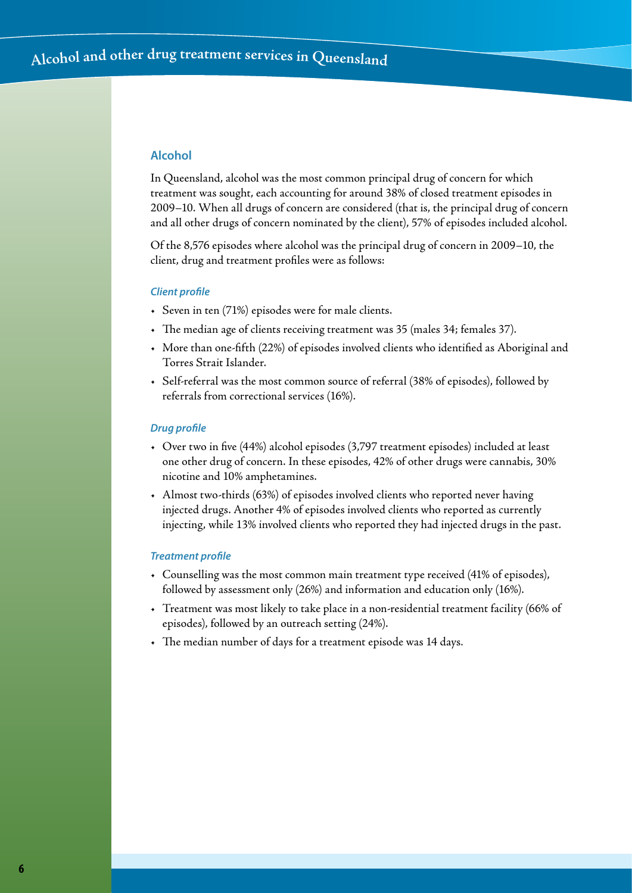## Alcohol

In Queensland, alcohol was the most common principal drug of concern for which treatment was sought, each accounting for around 38% of closed treatment episodes in 2009–10. When all drugs of concern are considered (that is, the principal drug of concern and all other drugs of concern nominated by the client), 57% of episodes included alcohol.

Of the 8,576 episodes where alcohol was the principal drug of concern in 2009–10, the client, drug and treatment profiles were as follows:

### *Client profile*

- Seven in ten (71%) episodes were for male clients.
- The median age of clients receiving treatment was 35 (males 34; females 37).
- More than one-fifth (22%) of episodes involved clients who identified as Aboriginal and Torres Strait Islander.
- Self-referral was the most common source of referral (38% of episodes), followed by referrals from correctional services (16%).

### *Drug profile*

- Over two in five (44%) alcohol episodes (3,797 treatment episodes) included at least one other drug of concern. In these episodes, 42% of other drugs were cannabis, 30% nicotine and 10% amphetamines.
- Almost two-thirds (63%) of episodes involved clients who reported never having injected drugs. Another 4% of episodes involved clients who reported as currently injecting, while 13% involved clients who reported they had injected drugs in the past.

### *Treatment profile*

- Counselling was the most common main treatment type received (41% of episodes), followed by assessment only (26%) and information and education only (16%).
- Treatment was most likely to take place in a non-residential treatment facility (66% of episodes), followed by an outreach setting (24%).
- The median number of days for a treatment episode was 14 days.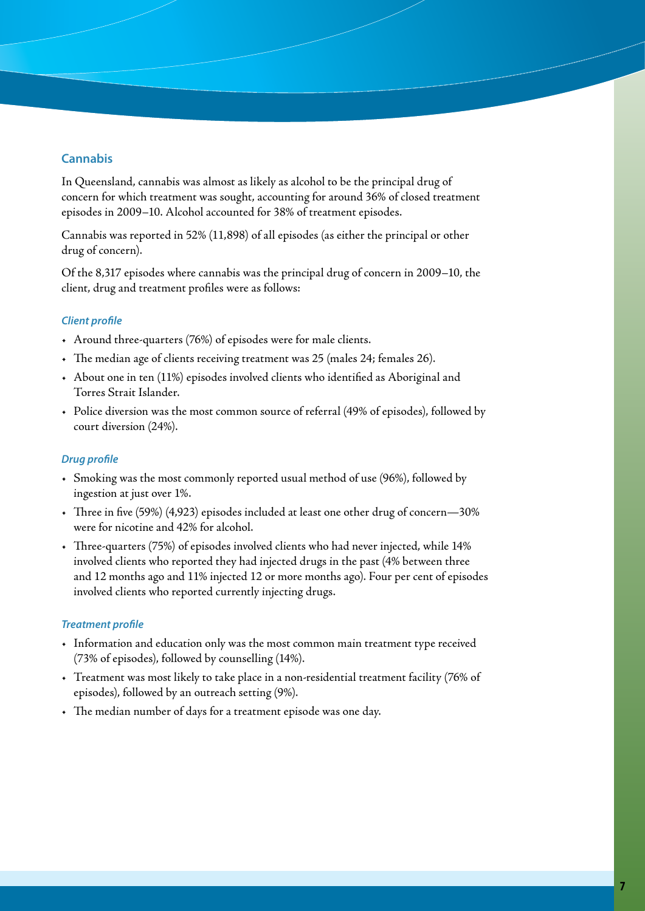## Cannabis

In Queensland, cannabis was almost as likely as alcohol to be the principal drug of concern for which treatment was sought, accounting for around 36% of closed treatment episodes in 2009–10. Alcohol accounted for 38% of treatment episodes.

Cannabis was reported in 52% (11,898) of all episodes (as either the principal or other drug of concern).

Of the 8,317 episodes where cannabis was the principal drug of concern in 2009–10, the client, drug and treatment profiles were as follows:

### *Client profile*

- Around three-quarters (76%) of episodes were for male clients.
- The median age of clients receiving treatment was 25 (males 24; females 26).
- About one in ten (11%) episodes involved clients who identified as Aboriginal and Torres Strait Islander.
- Police diversion was the most common source of referral (49% of episodes), followed by court diversion (24%).

### *Drug profile*

- Smoking was the most commonly reported usual method of use (96%), followed by ingestion at just over 1%.
- Three in five (59%) (4,923) episodes included at least one other drug of concern—30% were for nicotine and 42% for alcohol.
- Three-quarters (75%) of episodes involved clients who had never injected, while 14% involved clients who reported they had injected drugs in the past (4% between three and 12 months ago and 11% injected 12 or more months ago). Four per cent of episodes involved clients who reported currently injecting drugs.

### *Treatment profile*

- Information and education only was the most common main treatment type received (73% of episodes), followed by counselling (14%).
- Treatment was most likely to take place in a non-residential treatment facility (76% of episodes), followed by an outreach setting (9%).
- The median number of days for a treatment episode was one day.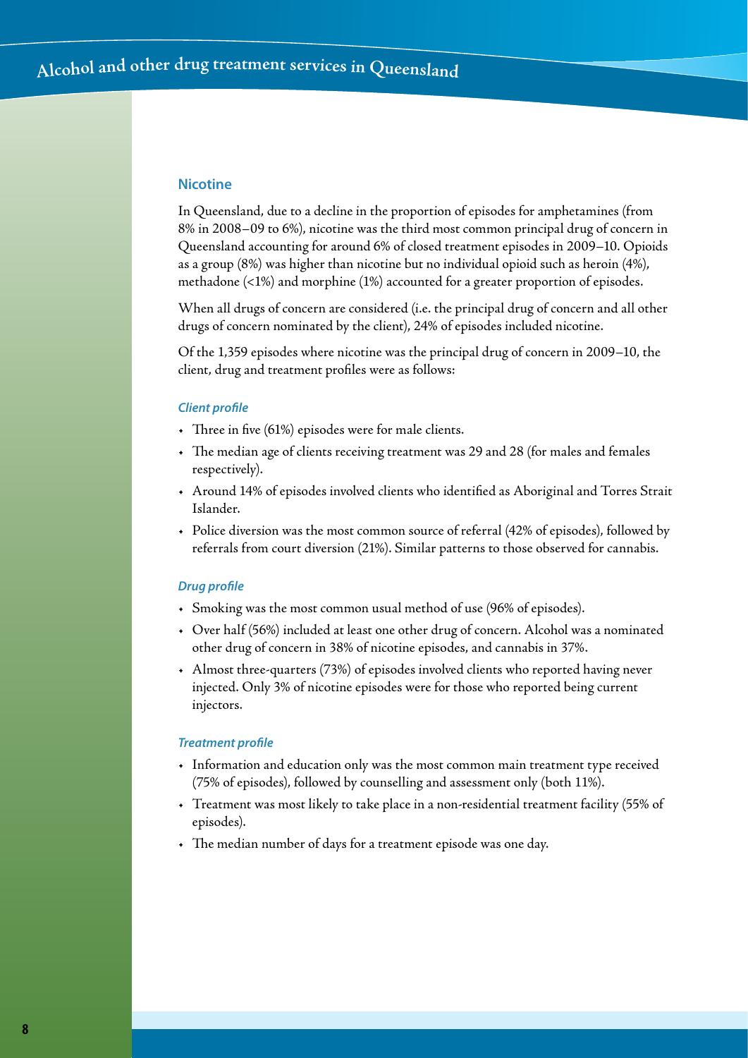## Nicotine

In Queensland, due to a decline in the proportion of episodes for amphetamines (from 8% in 2008–09 to 6%), nicotine was the third most common principal drug of concern in Queensland accounting for around 6% of closed treatment episodes in 2009–10. Opioids as a group (8%) was higher than nicotine but no individual opioid such as heroin (4%), methadone (<1%) and morphine (1%) accounted for a greater proportion of episodes.

When all drugs of concern are considered (i.e. the principal drug of concern and all other drugs of concern nominated by the client), 24% of episodes included nicotine.

Of the 1,359 episodes where nicotine was the principal drug of concern in 2009–10, the client, drug and treatment profiles were as follows:

### *Client profile*

- Three in five (61%) episodes were for male clients.
- The median age of clients receiving treatment was 29 and 28 (for males and females respectively).
- Around 14% of episodes involved clients who identified as Aboriginal and Torres Strait Islander.
- Police diversion was the most common source of referral (42% of episodes), followed by referrals from court diversion (21%). Similar patterns to those observed for cannabis.

### *Drug profile*

- Smoking was the most common usual method of use (96% of episodes).
- Over half (56%) included at least one other drug of concern. Alcohol was a nominated other drug of concern in 38% of nicotine episodes, and cannabis in 37%.
- Almost three-quarters (73%) of episodes involved clients who reported having never injected. Only 3% of nicotine episodes were for those who reported being current injectors.

### *Treatment profile*

- Information and education only was the most common main treatment type received (75% of episodes), followed by counselling and assessment only (both 11%).
- Treatment was most likely to take place in a non-residential treatment facility (55% of episodes).
- The median number of days for a treatment episode was one day.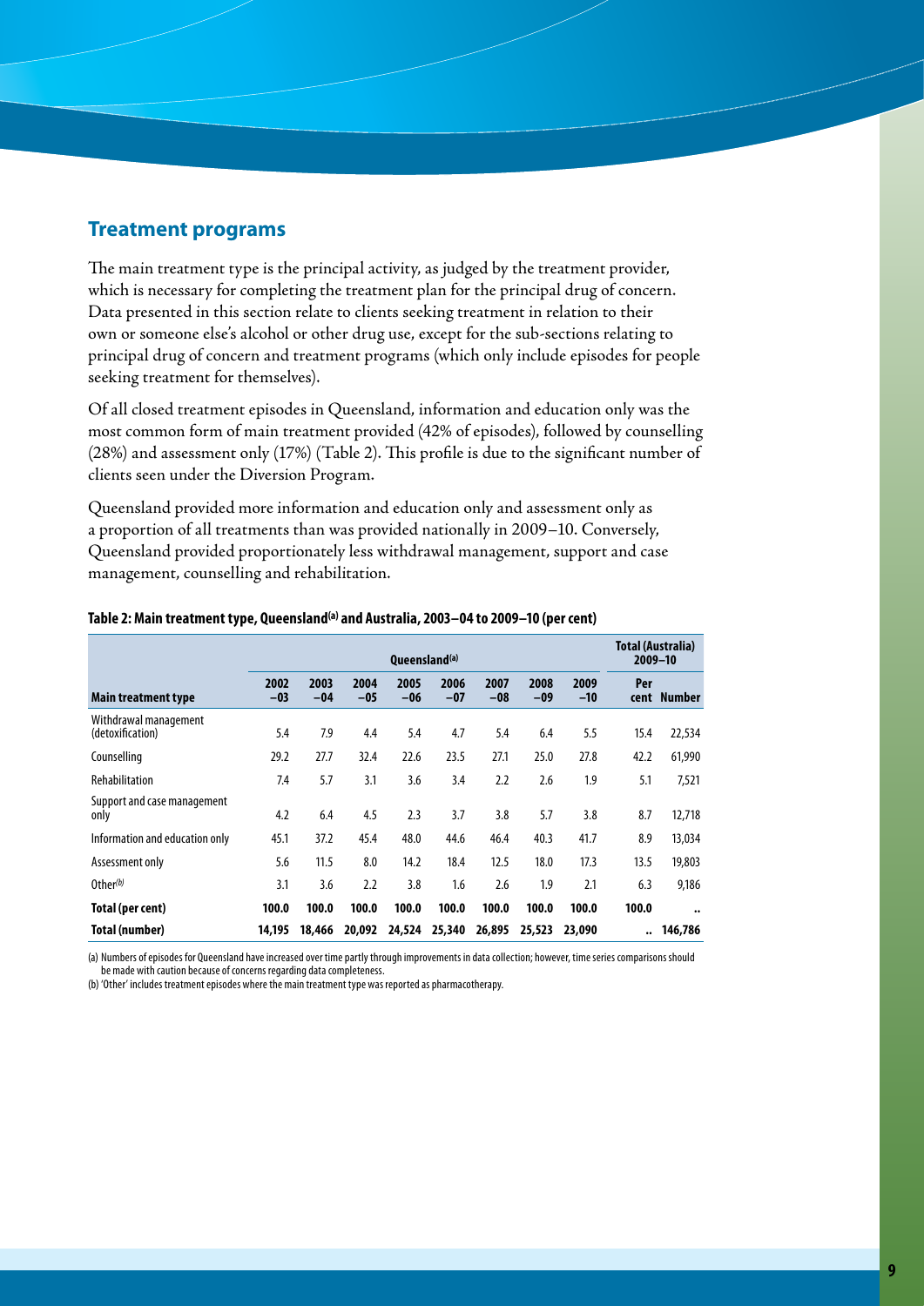## Treatment programs

The main treatment type is the principal activity, as judged by the treatment provider, which is necessary for completing the treatment plan for the principal drug of concern. Data presented in this section relate to clients seeking treatment in relation to their own or someone else's alcohol or other drug use, except for the sub-sections relating to principal drug of concern and treatment programs (which only include episodes for people seeking treatment for themselves).

Of all closed treatment episodes in Queensland, information and education only was the most common form of main treatment provided (42% of episodes), followed by counselling (28%) and assessment only (17%) (Table 2). This profile is due to the significant number of clients seen under the Diversion Program.

Queensland provided more information and education only and assessment only as a proportion of all treatments than was provided nationally in 2009–10. Conversely, Queensland provided proportionately less withdrawal management, support and case management, counselling and rehabilitation.

**Table 2: Main treatment type, Queensland[(a)] and Australia, 2003–04 to 2009–10 (per cent)**

| | Queensland[(a)] | | | | | | | | Total (Australia) 2009–10 | |
|---|---|---|---|---|---|---|---|---|---|---|
| **Main treatment type** | **2002 –03** | **2003 –04** | **2004 –05** | **2005 –06** | **2006 –07** | **2007 –08** | **2008 –09** | **2009 –10** | **Per cent** | **Number** |
| Withdrawal management (detoxification) | 5.4 | 7.9 | 4.4 | 5.4 | 4.7 | 5.4 | 6.4 | 5.5 | 15.4 | 22,534 |
| Counselling | 29.2 | 27.7 | 32.4 | 22.6 | 23.5 | 27.1 | 25.0 | 27.8 | 42.2 | 61,990 |
| Rehabilitation | 7.4 | 5.7 | 3.1 | 3.6 | 3.4 | 2.2 | 2.6 | 1.9 | 5.1 | 7,521 |
| Support and case management only | 4.2 | 6.4 | 4.5 | 2.3 | 3.7 | 3.8 | 5.7 | 3.8 | 8.7 | 12,718 |
| Information and education only | 45.1 | 37.2 | 45.4 | 48.0 | 44.6 | 46.4 | 40.3 | 41.7 | 8.9 | 13,034 |
| Assessment only | 5.6 | 11.5 | 8.0 | 14.2 | 18.4 | 12.5 | 18.0 | 17.3 | 13.5 | 19,803 |
| Other[(b)] | 3.1 | 3.6 | 2.2 | 3.8 | 1.6 | 2.6 | 1.9 | 2.1 | 6.3 | 9,186 |
| **Total (per cent)** | **100.0** | **100.0** | **100.0** | **100.0** | **100.0** | **100.0** | **100.0** | **100.0** | **100.0** | **..** |
| **Total (number)** | **14,195** | **18,466** | **20,092** | **24,524** | **25,340** | **26,895** | **25,523** | **23,090** | **..** | **146,786** |

(a) Numbers of episodes for Queensland have increased over time partly through improvements in data collection; however, time series comparisons should be made with caution because of concerns regarding data completeness.

(b) 'Other' includes treatment episodes where the main treatment type was reported as pharmacotherapy.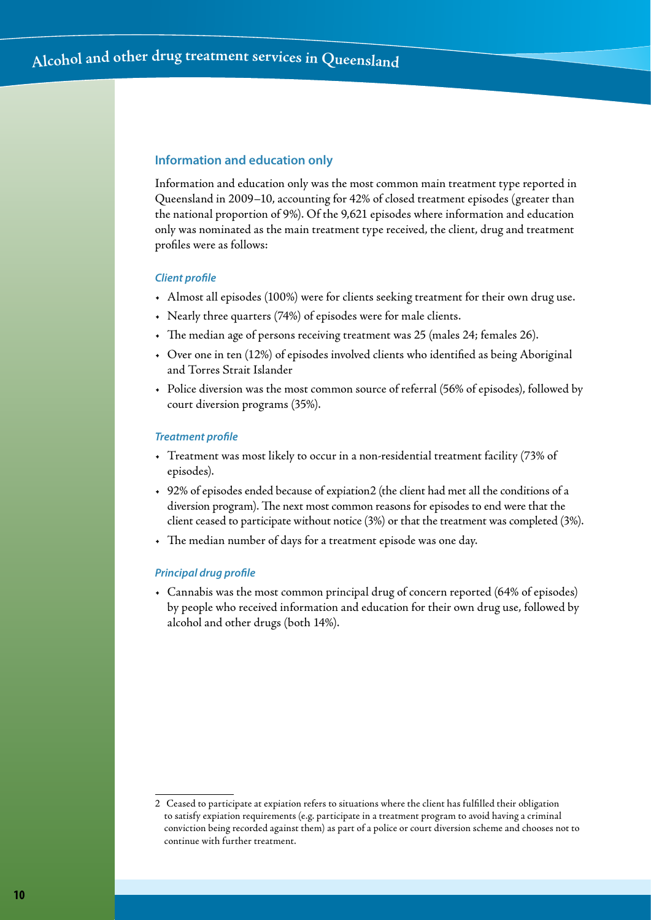## Information and education only

Information and education only was the most common main treatment type reported in Queensland in 2009–10, accounting for 42% of closed treatment episodes (greater than the national proportion of 9%). Of the 9,621 episodes where information and education only was nominated as the main treatment type received, the client, drug and treatment profiles were as follows:

### *Client profile*

- Almost all episodes (100%) were for clients seeking treatment for their own drug use.
- Nearly three quarters (74%) of episodes were for male clients.
- The median age of persons receiving treatment was 25 (males 24; females 26).
- Over one in ten (12%) of episodes involved clients who identified as being Aboriginal and Torres Strait Islander
- Police diversion was the most common source of referral (56% of episodes), followed by court diversion programs (35%).

### *Treatment profile*

- Treatment was most likely to occur in a non-residential treatment facility (73% of episodes).
- 92% of episodes ended because of expiation[2] (the client had met all the conditions of a diversion program). The next most common reasons for episodes to end were that the client ceased to participate without notice (3%) or that the treatment was completed (3%).
- The median number of days for a treatment episode was one day.

### *Principal drug profile*

- Cannabis was the most common principal drug of concern reported (64% of episodes) by people who received information and education for their own drug use, followed by alcohol and other drugs (both 14%).

---

2 Ceased to participate at expiation refers to situations where the client has fulfilled their obligation to satisfy expiation requirements (e.g. participate in a treatment program to avoid having a criminal conviction being recorded against them) as part of a police or court diversion scheme and chooses not to continue with further treatment.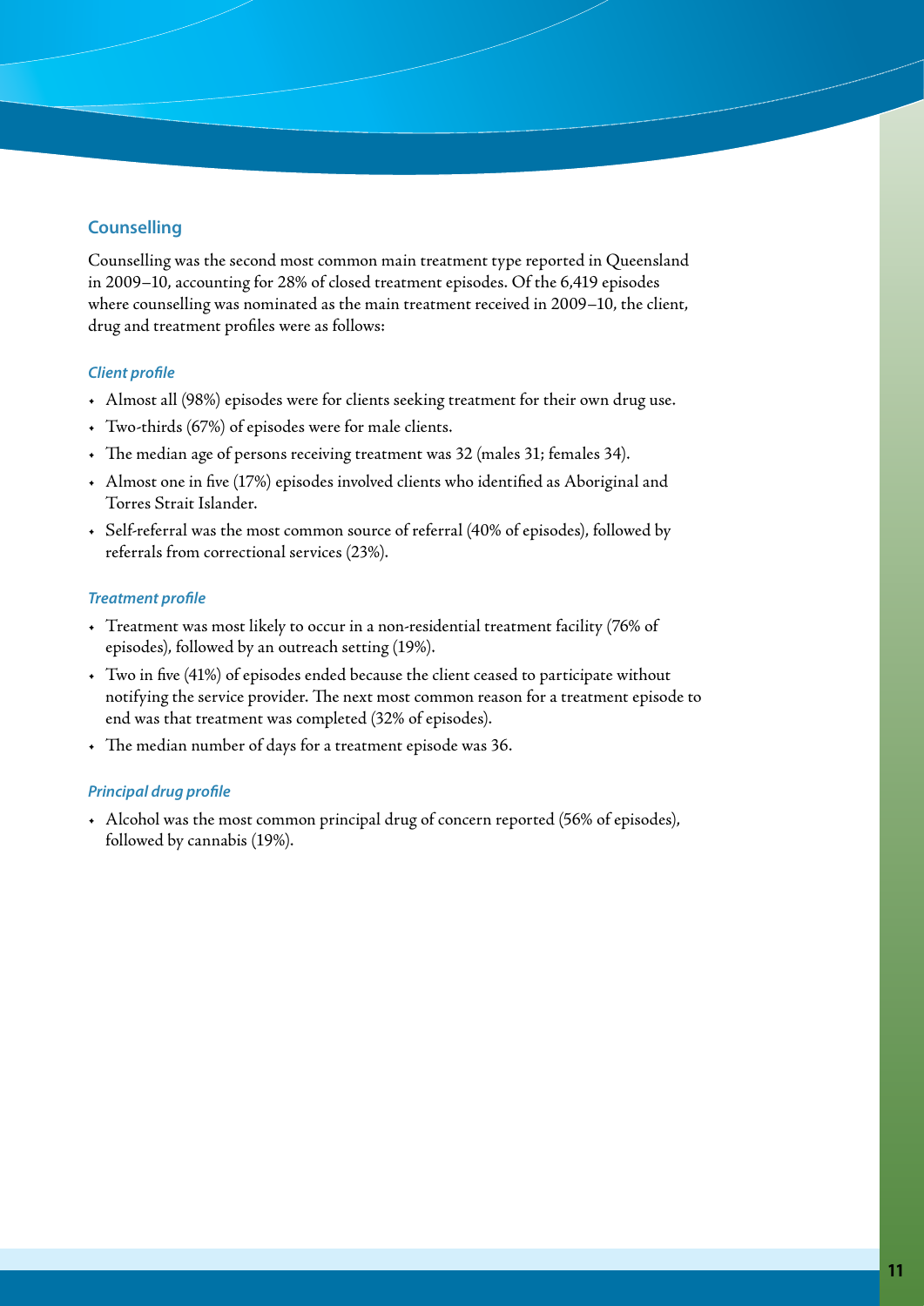## Counselling

Counselling was the second most common main treatment type reported in Queensland in 2009–10, accounting for 28% of closed treatment episodes. Of the 6,419 episodes where counselling was nominated as the main treatment received in 2009–10, the client, drug and treatment profiles were as follows:

### *Client profile*

- Almost all (98%) episodes were for clients seeking treatment for their own drug use.
- Two-thirds (67%) of episodes were for male clients.
- The median age of persons receiving treatment was 32 (males 31; females 34).
- Almost one in five (17%) episodes involved clients who identified as Aboriginal and Torres Strait Islander.
- Self-referral was the most common source of referral (40% of episodes), followed by referrals from correctional services (23%).

### *Treatment profile*

- Treatment was most likely to occur in a non-residential treatment facility (76% of episodes), followed by an outreach setting (19%).
- Two in five (41%) of episodes ended because the client ceased to participate without notifying the service provider. The next most common reason for a treatment episode to end was that treatment was completed (32% of episodes).
- The median number of days for a treatment episode was 36.

### *Principal drug profile*

- Alcohol was the most common principal drug of concern reported (56% of episodes), followed by cannabis (19%).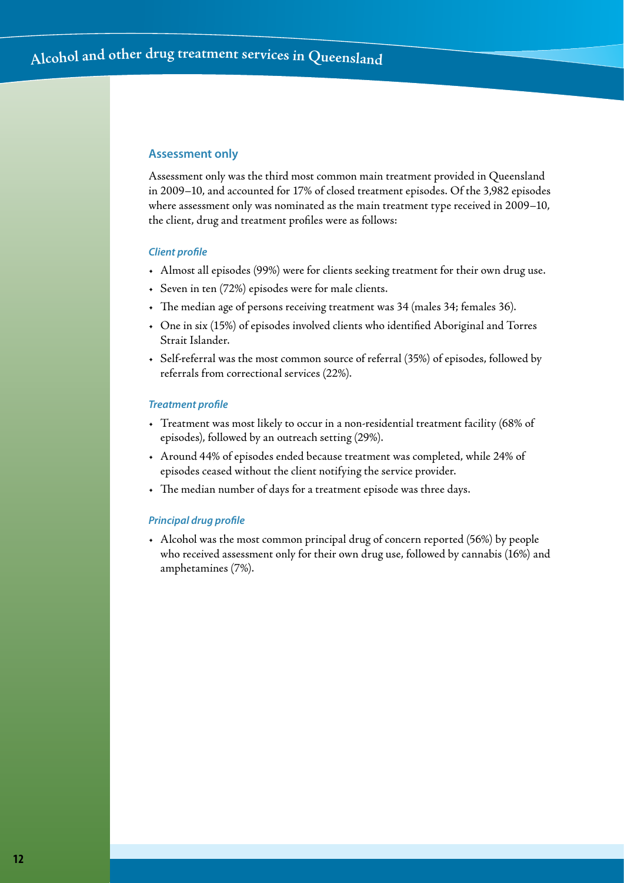## Assessment only

Assessment only was the third most common main treatment provided in Queensland in 2009–10, and accounted for 17% of closed treatment episodes. Of the 3,982 episodes where assessment only was nominated as the main treatment type received in 2009–10, the client, drug and treatment profiles were as follows:

### *Client profile*

- Almost all episodes (99%) were for clients seeking treatment for their own drug use.
- Seven in ten (72%) episodes were for male clients.
- The median age of persons receiving treatment was 34 (males 34; females 36).
- One in six (15%) of episodes involved clients who identified Aboriginal and Torres Strait Islander.
- Self-referral was the most common source of referral (35%) of episodes, followed by referrals from correctional services (22%).

### *Treatment profile*

- Treatment was most likely to occur in a non-residential treatment facility (68% of episodes), followed by an outreach setting (29%).
- Around 44% of episodes ended because treatment was completed, while 24% of episodes ceased without the client notifying the service provider.
- The median number of days for a treatment episode was three days.

### *Principal drug profile*

- Alcohol was the most common principal drug of concern reported (56%) by people who received assessment only for their own drug use, followed by cannabis (16%) and amphetamines (7%).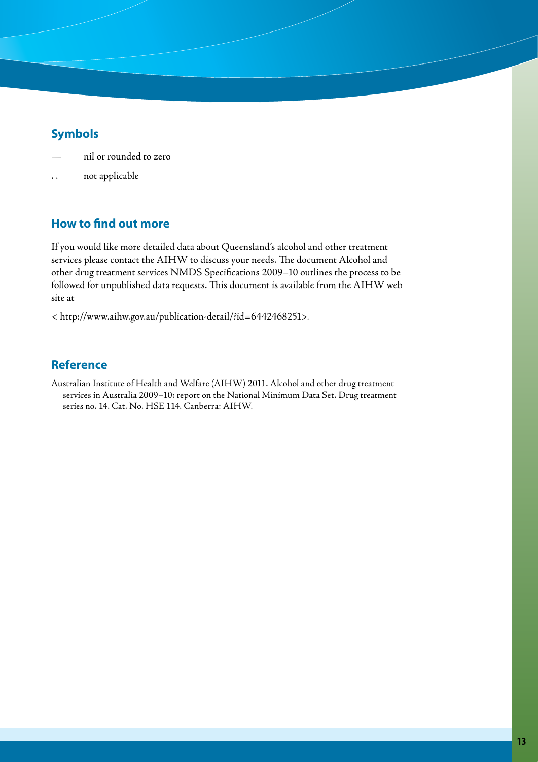## Symbols

— nil or rounded to zero

. . not applicable

## How to find out more

If you would like more detailed data about Queensland's alcohol and other treatment services please contact the AIHW to discuss your needs. The document Alcohol and other drug treatment services NMDS Specifications 2009–10 outlines the process to be followed for unpublished data requests. This document is available from the AIHW web site at

< http://www.aihw.gov.au/publication-detail/?id=6442468251>.

## Reference

Australian Institute of Health and Welfare (AIHW) 2011. Alcohol and other drug treatment services in Australia 2009–10: report on the National Minimum Data Set. Drug treatment series no. 14. Cat. No. HSE 114. Canberra: AIHW.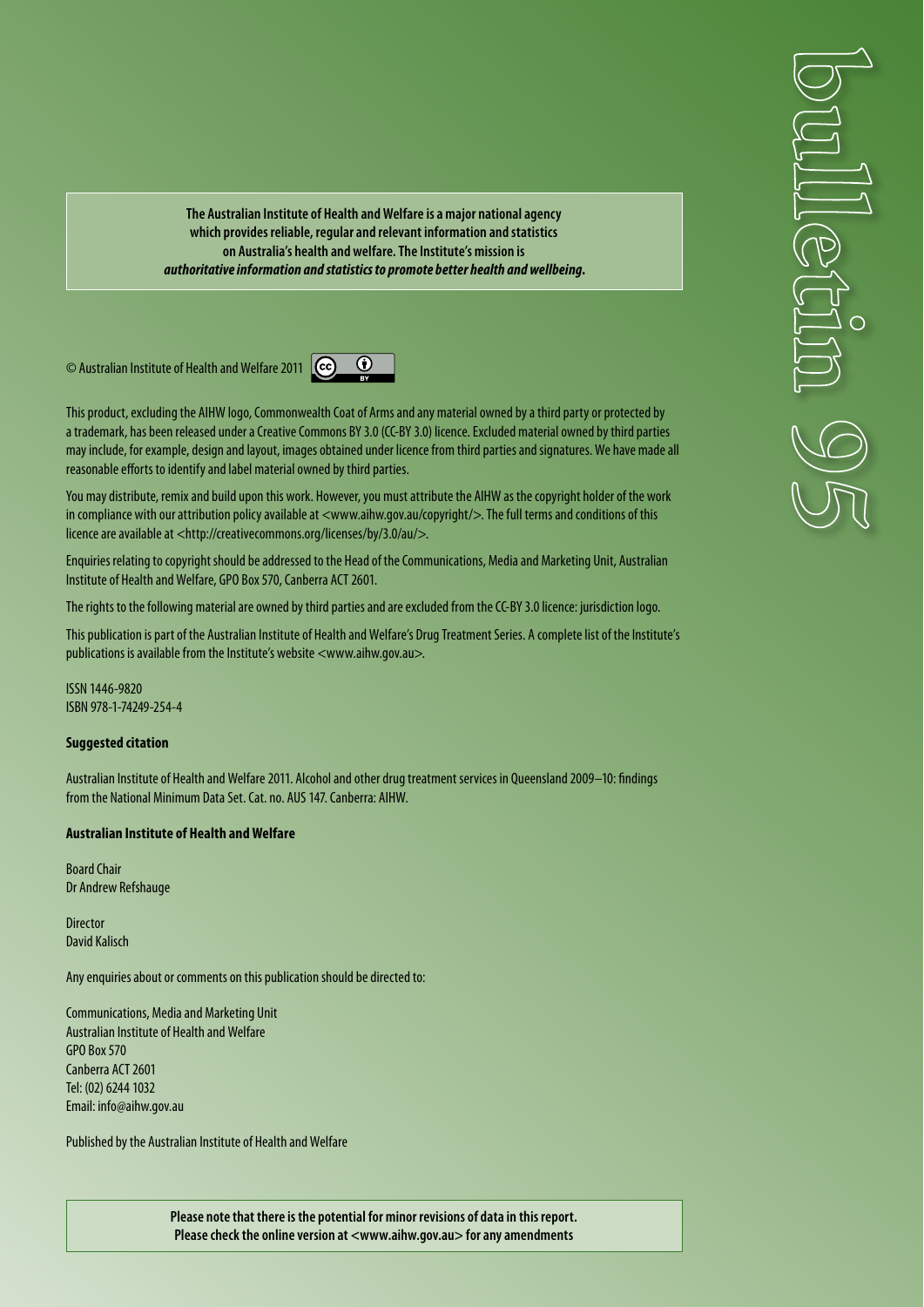**The Australian Institute of Health and Welfare is a major national agency which provides reliable, regular and relevant information and statistics on Australia's health and welfare. The Institute's mission is *authoritative information and statistics to promote better health and wellbeing.***

© Australian Institute of Health and Welfare 2011

This product, excluding the AIHW logo, Commonwealth Coat of Arms and any material owned by a third party or protected by a trademark, has been released under a Creative Commons BY 3.0 (CC-BY 3.0) licence. Excluded material owned by third parties may include, for example, design and layout, images obtained under licence from third parties and signatures. We have made all reasonable efforts to identify and label material owned by third parties.

You may distribute, remix and build upon this work. However, you must attribute the AIHW as the copyright holder of the work in compliance with our attribution policy available at <www.aihw.gov.au/copyright/>. The full terms and conditions of this licence are available at <http://creativecommons.org/licenses/by/3.0/au/>.

Enquiries relating to copyright should be addressed to the Head of the Communications, Media and Marketing Unit, Australian Institute of Health and Welfare, GPO Box 570, Canberra ACT 2601.

The rights to the following material are owned by third parties and are excluded from the CC-BY 3.0 licence: jurisdiction logo.

This publication is part of the Australian Institute of Health and Welfare's Drug Treatment Series. A complete list of the Institute's publications is available from the Institute's website <www.aihw.gov.au>.

ISSN 1446-9820
ISBN 978-1-74249-254-4

**Suggested citation**

Australian Institute of Health and Welfare 2011. Alcohol and other drug treatment services in Queensland 2009–10: findings from the National Minimum Data Set. Cat. no. AUS 147. Canberra: AIHW.

**Australian Institute of Health and Welfare**

Board Chair
Dr Andrew Refshauge

Director
David Kalisch

Any enquiries about or comments on this publication should be directed to:

Communications, Media and Marketing Unit
Australian Institute of Health and Welfare
GPO Box 570
Canberra ACT 2601
Tel: (02) 6244 1032
Email: info@aihw.gov.au

Published by the Australian Institute of Health and Welfare

**Please note that there is the potential for minor revisions of data in this report. Please check the online version at <www.aihw.gov.au> for any amendments**

bulletin 95